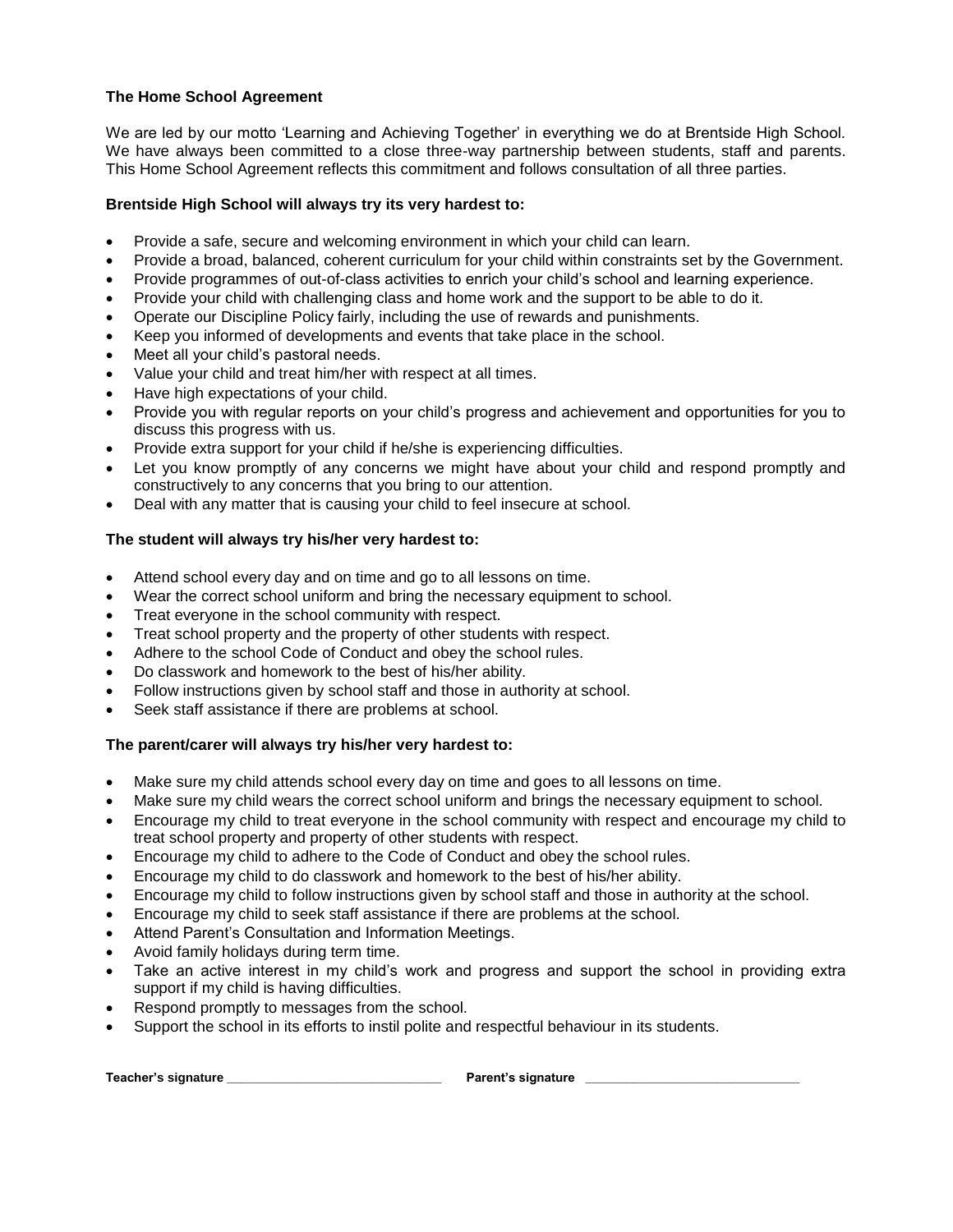**The Home School Agreement**

We are led by our motto 'Learning and Achieving Together' in everything we do at Brentside High School. We have always been committed to a close three-way partnership between students, staff and parents. This Home School Agreement reflects this commitment and follows consultation of all three parties.

**Brentside High School will always try its very hardest to:**

- Provide a safe, secure and welcoming environment in which your child can learn.
- Provide a broad, balanced, coherent curriculum for your child within constraints set by the Government.
- Provide programmes of out-of-class activities to enrich your child's school and learning experience.
- Provide your child with challenging class and home work and the support to be able to do it.
- Operate our Discipline Policy fairly, including the use of rewards and punishments.
- Keep you informed of developments and events that take place in the school.
- Meet all your child's pastoral needs.
- Value your child and treat him/her with respect at all times.
- Have high expectations of your child.
- Provide you with regular reports on your child's progress and achievement and opportunities for you to discuss this progress with us.
- Provide extra support for your child if he/she is experiencing difficulties.
- Let you know promptly of any concerns we might have about your child and respond promptly and constructively to any concerns that you bring to our attention.
- Deal with any matter that is causing your child to feel insecure at school.

**The student will always try his/her very hardest to:**

- Attend school every day and on time and go to all lessons on time.
- Wear the correct school uniform and bring the necessary equipment to school.
- Treat everyone in the school community with respect.
- Treat school property and the property of other students with respect.
- Adhere to the school Code of Conduct and obey the school rules.
- Do classwork and homework to the best of his/her ability.
- Follow instructions given by school staff and those in authority at school.
- Seek staff assistance if there are problems at school.

**The parent/carer will always try his/her very hardest to:**

- Make sure my child attends school every day on time and goes to all lessons on time.
- Make sure my child wears the correct school uniform and brings the necessary equipment to school.
- Encourage my child to treat everyone in the school community with respect and encourage my child to treat school property and property of other students with respect.
- Encourage my child to adhere to the Code of Conduct and obey the school rules.
- Encourage my child to do classwork and homework to the best of his/her ability.
- Encourage my child to follow instructions given by school staff and those in authority at the school.
- Encourage my child to seek staff assistance if there are problems at the school.
- Attend Parent's Consultation and Information Meetings.
- Avoid family holidays during term time.
- Take an active interest in my child's work and progress and support the school in providing extra support if my child is having difficulties.
- Respond promptly to messages from the school.
- Support the school in its efforts to instil polite and respectful behaviour in its students.

**Teacher's signature** ______________________________ **Parent's signature** ______________________________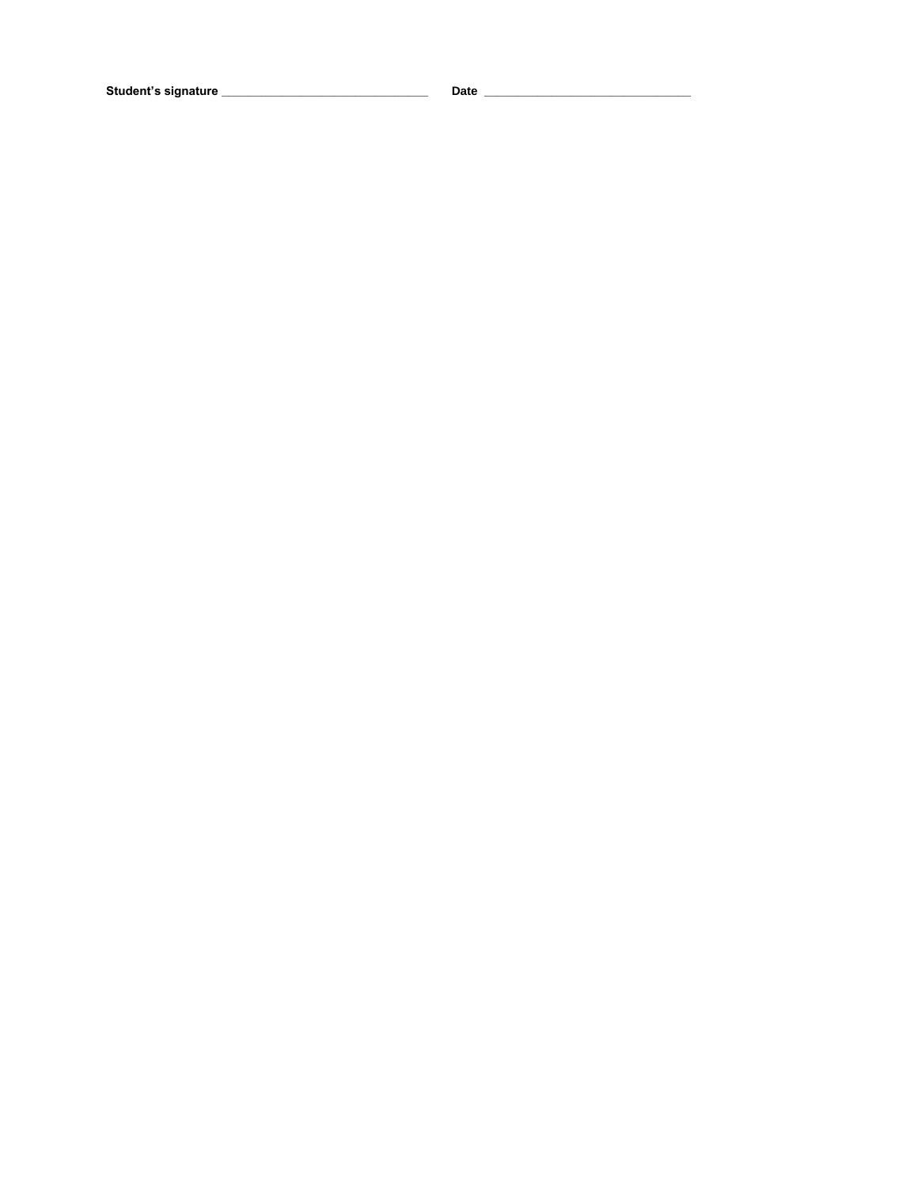**Student's signature** _______________________________ **Date** _______________________________